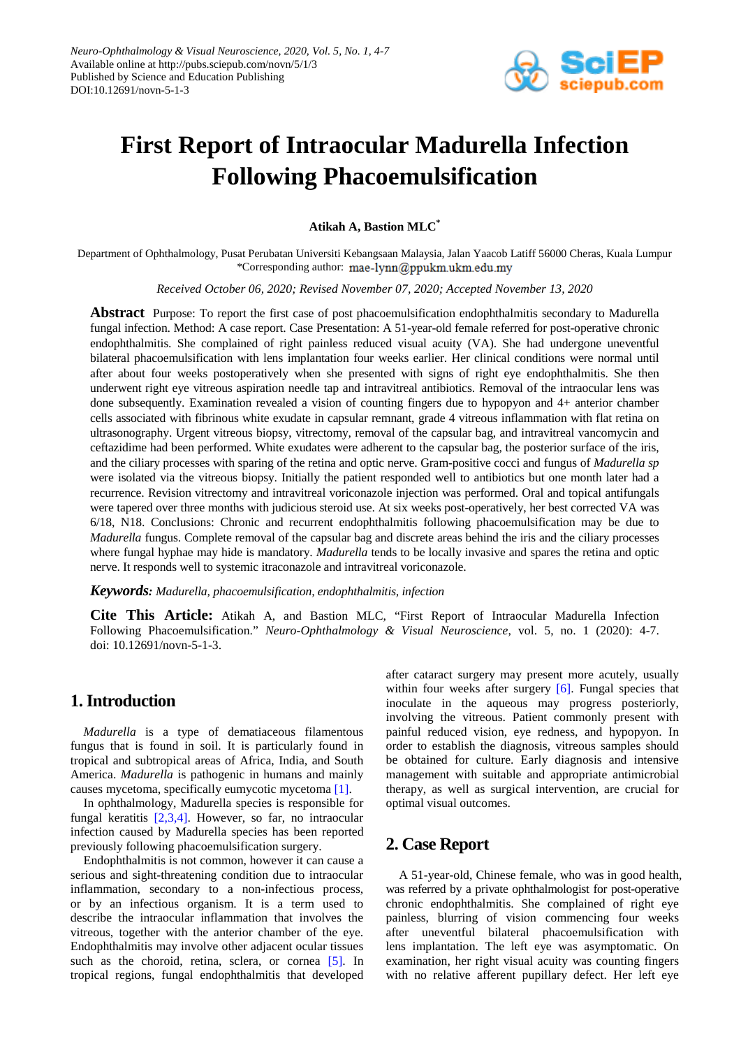# First Report of Intraocular Madurella Infection Following Phacoemulsification

**Atikah A, Bastion MLC***

Department of Ophthalmology, Pusat Perubatan Universiti Kebangsaan Malaysia, Jalan Yaacob Latiff 56000 Cheras, Kuala Lumpur
*Corresponding author: mae-lynn@ppukm.ukm.edu.my

*Received October 06, 2020; Revised November 07, 2020; Accepted November 13, 2020*

**Abstract** Purpose: To report the first case of post phacoemulsification endophthalmitis secondary to Madurella fungal infection. Method: A case report. Case Presentation: A 51-year-old female referred for post-operative chronic endophthalmitis. She complained of right painless reduced visual acuity (VA). She had undergone uneventful bilateral phacoemulsification with lens implantation four weeks earlier. Her clinical conditions were normal until after about four weeks postoperatively when she presented with signs of right eye endophthalmitis. She then underwent right eye vitreous aspiration needle tap and intravitreal antibiotics. Removal of the intraocular lens was done subsequently. Examination revealed a vision of counting fingers due to hypopyon and 4+ anterior chamber cells associated with fibrinous white exudate in capsular remnant, grade 4 vitreous inflammation with flat retina on ultrasonography. Urgent vitreous biopsy, vitrectomy, removal of the capsular bag, and intravitreal vancomycin and ceftazidime had been performed. White exudates were adherent to the capsular bag, the posterior surface of the iris, and the ciliary processes with sparing of the retina and optic nerve. Gram-positive cocci and fungus of *Madurella sp* were isolated via the vitreous biopsy. Initially the patient responded well to antibiotics but one month later had a recurrence. Revision vitrectomy and intravitreal voriconazole injection was performed. Oral and topical antifungals were tapered over three months with judicious steroid use. At six weeks post-operatively, her best corrected VA was 6/18, N18. Conclusions: Chronic and recurrent endophthalmitis following phacoemulsification may be due to *Madurella* fungus. Complete removal of the capsular bag and discrete areas behind the iris and the ciliary processes where fungal hyphae may hide is mandatory. *Madurella* tends to be locally invasive and spares the retina and optic nerve. It responds well to systemic itraconazole and intravitreal voriconazole.

***Keywords:*** *Madurella, phacoemulsification, endophthalmitis, infection*

**Cite This Article:** Atikah A, and Bastion MLC, "First Report of Intraocular Madurella Infection Following Phacoemulsification." *Neuro-Ophthalmology & Visual Neuroscience*, vol. 5, no. 1 (2020): 4-7. doi: 10.12691/novn-5-1-3.

## 1. Introduction

*Madurella* is a type of dematiaceous filamentous fungus that is found in soil. It is particularly found in tropical and subtropical areas of Africa, India, and South America. *Madurella* is pathogenic in humans and mainly causes mycetoma, specifically eumycotic mycetoma [1].

In ophthalmology, Madurella species is responsible for fungal keratitis [2,3,4]. However, so far, no intraocular infection caused by Madurella species has been reported previously following phacoemulsification surgery.

Endophthalmitis is not common, however it can cause a serious and sight-threatening condition due to intraocular inflammation, secondary to a non-infectious process, or by an infectious organism. It is a term used to describe the intraocular inflammation that involves the vitreous, together with the anterior chamber of the eye. Endophthalmitis may involve other adjacent ocular tissues such as the choroid, retina, sclera, or cornea [5]. In tropical regions, fungal endophthalmitis that developed after cataract surgery may present more acutely, usually within four weeks after surgery [6]. Fungal species that inoculate in the aqueous may progress posteriorly, involving the vitreous. Patient commonly present with painful reduced vision, eye redness, and hypopyon. In order to establish the diagnosis, vitreous samples should be obtained for culture. Early diagnosis and intensive management with suitable and appropriate antimicrobial therapy, as well as surgical intervention, are crucial for optimal visual outcomes.

## 2. Case Report

A 51-year-old, Chinese female, who was in good health, was referred by a private ophthalmologist for post-operative chronic endophthalmitis. She complained of right eye painless, blurring of vision commencing four weeks after uneventful bilateral phacoemulsification with lens implantation. The left eye was asymptomatic. On examination, her right visual acuity was counting fingers with no relative afferent pupillary defect. Her left eye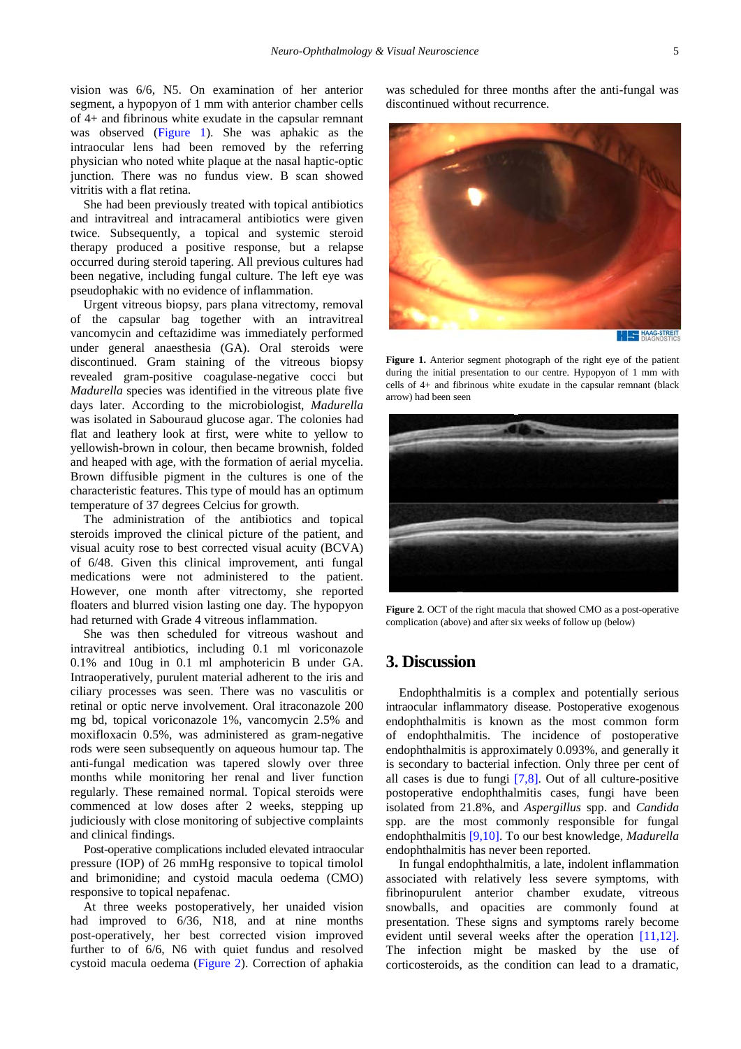vision was 6/6, N5. On examination of her anterior segment, a hypopyon of 1 mm with anterior chamber cells of 4+ and fibrinous white exudate in the capsular remnant was observed (Figure 1). She was aphakic as the intraocular lens had been removed by the referring physician who noted white plaque at the nasal haptic-optic junction. There was no fundus view. B scan showed vitritis with a flat retina.

She had been previously treated with topical antibiotics and intravitreal and intracameral antibiotics were given twice. Subsequently, a topical and systemic steroid therapy produced a positive response, but a relapse occurred during steroid tapering. All previous cultures had been negative, including fungal culture. The left eye was pseudophakic with no evidence of inflammation.

Urgent vitreous biopsy, pars plana vitrectomy, removal of the capsular bag together with an intravitreal vancomycin and ceftazidime was immediately performed under general anaesthesia (GA). Oral steroids were discontinued. Gram staining of the vitreous biopsy revealed gram-positive coagulase-negative cocci but *Madurella* species was identified in the vitreous plate five days later. According to the microbiologist, *Madurella* was isolated in Sabouraud glucose agar. The colonies had flat and leathery look at first, were white to yellow to yellowish-brown in colour, then became brownish, folded and heaped with age, with the formation of aerial mycelia. Brown diffusible pigment in the cultures is one of the characteristic features. This type of mould has an optimum temperature of 37 degrees Celcius for growth.

The administration of the antibiotics and topical steroids improved the clinical picture of the patient, and visual acuity rose to best corrected visual acuity (BCVA) of 6/48. Given this clinical improvement, anti fungal medications were not administered to the patient. However, one month after vitrectomy, she reported floaters and blurred vision lasting one day. The hypopyon had returned with Grade 4 vitreous inflammation.

She was then scheduled for vitreous washout and intravitreal antibiotics, including 0.1 ml voriconazole 0.1% and 10ug in 0.1 ml amphotericin B under GA. Intraoperatively, purulent material adherent to the iris and ciliary processes was seen. There was no vasculitis or retinal or optic nerve involvement. Oral itraconazole 200 mg bd, topical voriconazole 1%, vancomycin 2.5% and moxifloxacin 0.5%, was administered as gram-negative rods were seen subsequently on aqueous humour tap. The anti-fungal medication was tapered slowly over three months while monitoring her renal and liver function regularly. These remained normal. Topical steroids were commenced at low doses after 2 weeks, stepping up judiciously with close monitoring of subjective complaints and clinical findings.

Post-operative complications included elevated intraocular pressure (IOP) of 26 mmHg responsive to topical timolol and brimonidine; and cystoid macula oedema (CMO) responsive to topical nepafenac.

At three weeks postoperatively, her unaided vision had improved to 6/36, N18, and at nine months post-operatively, her best corrected vision improved further to of 6/6, N6 with quiet fundus and resolved cystoid macula oedema (Figure 2). Correction of aphakia was scheduled for three months after the anti-fungal was discontinued without recurrence.

**Figure 1.** Anterior segment photograph of the right eye of the patient during the initial presentation to our centre. Hypopyon of 1 mm with cells of 4+ and fibrinous white exudate in the capsular remnant (black arrow) had been seen

**Figure 2**. OCT of the right macula that showed CMO as a post-operative complication (above) and after six weeks of follow up (below)

## 3. Discussion

Endophthalmitis is a complex and potentially serious intraocular inflammatory disease. Postoperative exogenous endophthalmitis is known as the most common form of endophthalmitis. The incidence of postoperative endophthalmitis is approximately 0.093%, and generally it is secondary to bacterial infection. Only three per cent of all cases is due to fungi [7,8]. Out of all culture-positive postoperative endophthalmitis cases, fungi have been isolated from 21.8%, and *Aspergillus* spp. and *Candida* spp. are the most commonly responsible for fungal endophthalmitis [9,10]. To our best knowledge, *Madurella* endophthalmitis has never been reported.

In fungal endophthalmitis, a late, indolent inflammation associated with relatively less severe symptoms, with fibrinopurulent anterior chamber exudate, vitreous snowballs, and opacities are commonly found at presentation. These signs and symptoms rarely become evident until several weeks after the operation [11,12]. The infection might be masked by the use of corticosteroids, as the condition can lead to a dramatic,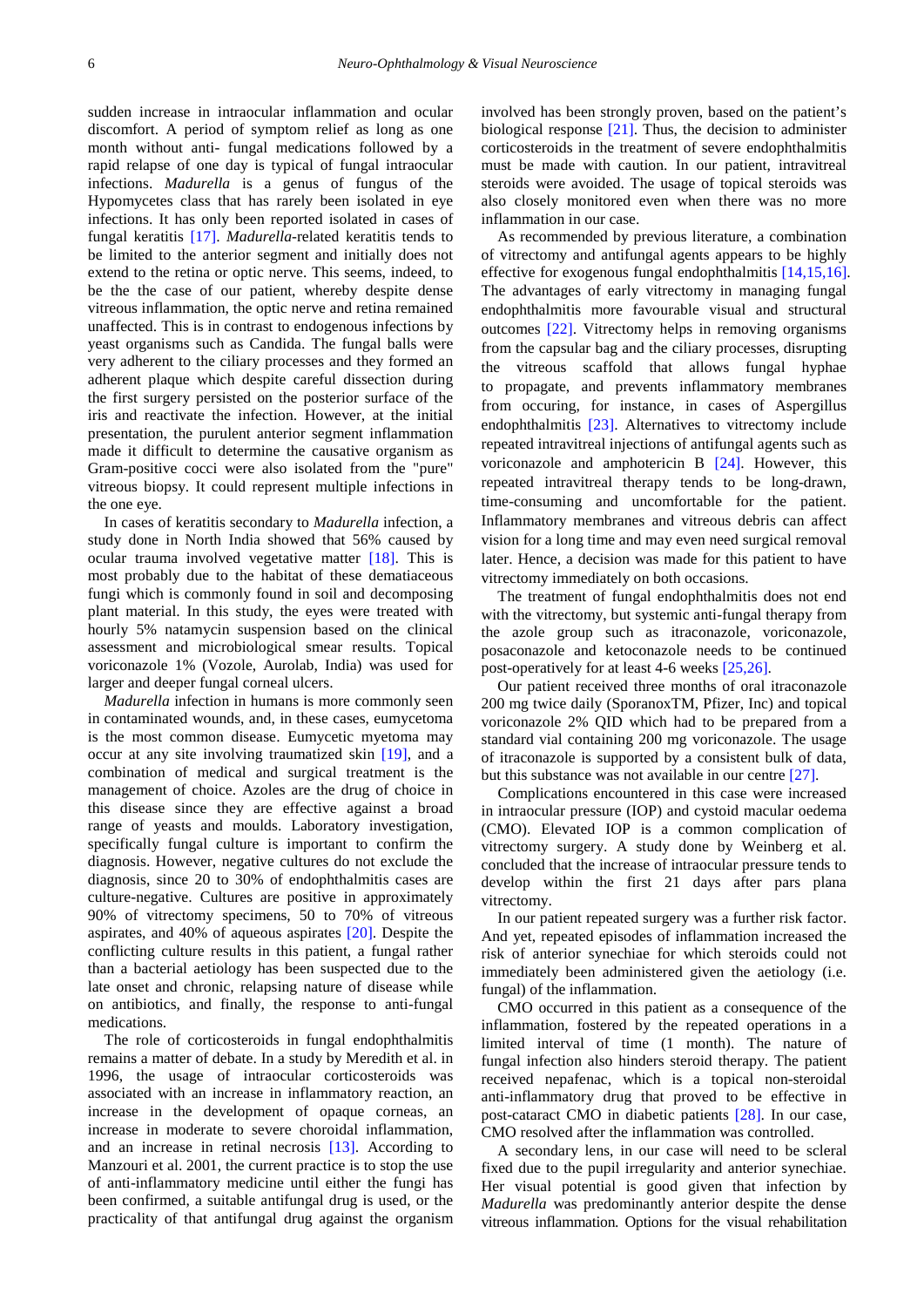sudden increase in intraocular inflammation and ocular discomfort. A period of symptom relief as long as one month without anti- fungal medications followed by a rapid relapse of one day is typical of fungal intraocular infections. *Madurella* is a genus of fungus of the Hypomycetes class that has rarely been isolated in eye infections. It has only been reported isolated in cases of fungal keratitis [17]. *Madurella*-related keratitis tends to be limited to the anterior segment and initially does not extend to the retina or optic nerve. This seems, indeed, to be the the case of our patient, whereby despite dense vitreous inflammation, the optic nerve and retina remained unaffected. This is in contrast to endogenous infections by yeast organisms such as Candida. The fungal balls were very adherent to the ciliary processes and they formed an adherent plaque which despite careful dissection during the first surgery persisted on the posterior surface of the iris and reactivate the infection. However, at the initial presentation, the purulent anterior segment inflammation made it difficult to determine the causative organism as Gram-positive cocci were also isolated from the "pure" vitreous biopsy. It could represent multiple infections in the one eye.

In cases of keratitis secondary to *Madurella* infection, a study done in North India showed that 56% caused by ocular trauma involved vegetative matter [18]. This is most probably due to the habitat of these dematiaceous fungi which is commonly found in soil and decomposing plant material. In this study, the eyes were treated with hourly 5% natamycin suspension based on the clinical assessment and microbiological smear results. Topical voriconazole 1% (Vozole, Aurolab, India) was used for larger and deeper fungal corneal ulcers.

*Madurella* infection in humans is more commonly seen in contaminated wounds, and, in these cases, eumycetoma is the most common disease. Eumycetic myetoma may occur at any site involving traumatized skin [19], and a combination of medical and surgical treatment is the management of choice. Azoles are the drug of choice in this disease since they are effective against a broad range of yeasts and moulds. Laboratory investigation, specifically fungal culture is important to confirm the diagnosis. However, negative cultures do not exclude the diagnosis, since 20 to 30% of endophthalmitis cases are culture-negative. Cultures are positive in approximately 90% of vitrectomy specimens, 50 to 70% of vitreous aspirates, and 40% of aqueous aspirates [20]. Despite the conflicting culture results in this patient, a fungal rather than a bacterial aetiology has been suspected due to the late onset and chronic, relapsing nature of disease while on antibiotics, and finally, the response to anti-fungal medications.

The role of corticosteroids in fungal endophthalmitis remains a matter of debate. In a study by Meredith et al. in 1996, the usage of intraocular corticosteroids was associated with an increase in inflammatory reaction, an increase in the development of opaque corneas, an increase in moderate to severe choroidal inflammation, and an increase in retinal necrosis [13]. According to Manzouri et al. 2001, the current practice is to stop the use of anti-inflammatory medicine until either the fungi has been confirmed, a suitable antifungal drug is used, or the practicality of that antifungal drug against the organism involved has been strongly proven, based on the patient's biological response [21]. Thus, the decision to administer corticosteroids in the treatment of severe endophthalmitis must be made with caution. In our patient, intravitreal steroids were avoided. The usage of topical steroids was also closely monitored even when there was no more inflammation in our case.

As recommended by previous literature, a combination of vitrectomy and antifungal agents appears to be highly effective for exogenous fungal endophthalmitis [14,15,16]. The advantages of early vitrectomy in managing fungal endophthalmitis more favourable visual and structural outcomes [22]. Vitrectomy helps in removing organisms from the capsular bag and the ciliary processes, disrupting the vitreous scaffold that allows fungal hyphae to propagate, and prevents inflammatory membranes from occuring, for instance, in cases of Aspergillus endophthalmitis [23]. Alternatives to vitrectomy include repeated intravitreal injections of antifungal agents such as voriconazole and amphotericin B [24]. However, this repeated intravitreal therapy tends to be long-drawn, time-consuming and uncomfortable for the patient. Inflammatory membranes and vitreous debris can affect vision for a long time and may even need surgical removal later. Hence, a decision was made for this patient to have vitrectomy immediately on both occasions.

The treatment of fungal endophthalmitis does not end with the vitrectomy, but systemic anti-fungal therapy from the azole group such as itraconazole, voriconazole, posaconazole and ketoconazole needs to be continued post-operatively for at least 4-6 weeks [25,26].

Our patient received three months of oral itraconazole 200 mg twice daily (SporanoxTM, Pfizer, Inc) and topical voriconazole 2% QID which had to be prepared from a standard vial containing 200 mg voriconazole. The usage of itraconazole is supported by a consistent bulk of data, but this substance was not available in our centre [27].

Complications encountered in this case were increased in intraocular pressure (IOP) and cystoid macular oedema (CMO). Elevated IOP is a common complication of vitrectomy surgery. A study done by Weinberg et al. concluded that the increase of intraocular pressure tends to develop within the first 21 days after pars plana vitrectomy.

In our patient repeated surgery was a further risk factor. And yet, repeated episodes of inflammation increased the risk of anterior synechiae for which steroids could not immediately been administered given the aetiology (i.e. fungal) of the inflammation.

CMO occurred in this patient as a consequence of the inflammation, fostered by the repeated operations in a limited interval of time (1 month). The nature of fungal infection also hinders steroid therapy. The patient received nepafenac, which is a topical non-steroidal anti-inflammatory drug that proved to be effective in post-cataract CMO in diabetic patients [28]. In our case, CMO resolved after the inflammation was controlled.

A secondary lens, in our case will need to be scleral fixed due to the pupil irregularity and anterior synechiae. Her visual potential is good given that infection by *Madurella* was predominantly anterior despite the dense vitreous inflammation. Options for the visual rehabilitation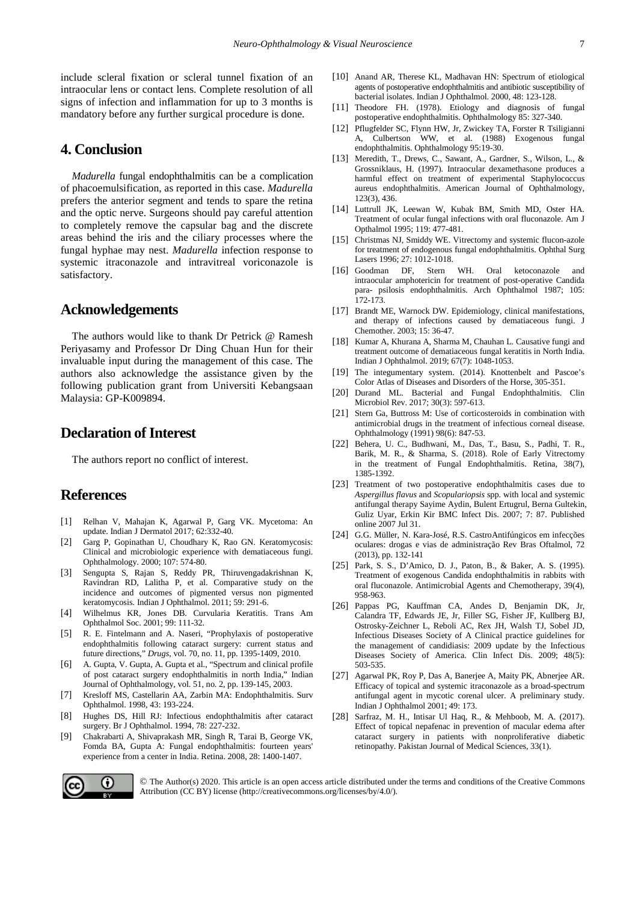include scleral fixation or scleral tunnel fixation of an intraocular lens or contact lens. Complete resolution of all signs of infection and inflammation for up to 3 months is mandatory before any further surgical procedure is done.

## 4. Conclusion

*Madurella* fungal endophthalmitis can be a complication of phacoemulsification, as reported in this case. *Madurella* prefers the anterior segment and tends to spare the retina and the optic nerve. Surgeons should pay careful attention to completely remove the capsular bag and the discrete areas behind the iris and the ciliary processes where the fungal hyphae may nest. *Madurella* infection response to systemic itraconazole and intravitreal voriconazole is satisfactory.

## Acknowledgements

The authors would like to thank Dr Petrick @ Ramesh Periyasamy and Professor Dr Ding Chuan Hun for their invaluable input during the management of this case. The authors also acknowledge the assistance given by the following publication grant from Universiti Kebangsaan Malaysia: GP-K009894.

## Declaration of Interest

The authors report no conflict of interest.

## References

[1] Relhan V, Mahajan K, Agarwal P, Garg VK. Mycetoma: An update. Indian J Dermatol 2017; 62:332-40.

[2] Garg P, Gopinathan U, Choudhary K, Rao GN. Keratomycosis: Clinical and microbiologic experience with dematiaceous fungi. Ophthalmology. 2000; 107: 574-80.

[3] Sengupta S, Rajan S, Reddy PR, Thiruvengadakrishnan K, Ravindran RD, Lalitha P, et al. Comparative study on the incidence and outcomes of pigmented versus non pigmented keratomycosis. Indian J Ophthalmol. 2011; 59: 291-6.

[4] Wilhelmus KR, Jones DB. Curvularia Keratitis. Trans Am Ophthalmol Soc. 2001; 99: 111-32.

[5] R. E. Fintelmann and A. Naseri, "Prophylaxis of postoperative endophthalmitis following cataract surgery: current status and future directions," *Drugs*, vol. 70, no. 11, pp. 1395-1409, 2010.

[6] A. Gupta, V. Gupta, A. Gupta et al., "Spectrum and clinical profile of post cataract surgery endophthalmitis in north India," Indian Journal of Ophthalmology, vol. 51, no. 2, pp. 139-145, 2003.

[7] Kresloff MS, Castellarin AA, Zarbin MA: Endophthalmitis. Surv Ophthalmol. 1998, 43: 193-224.

[8] Hughes DS, Hill RJ: Infectious endophthalmitis after cataract surgery. Br J Ophthalmol. 1994, 78: 227-232.

[9] Chakrabarti A, Shivaprakash MR, Singh R, Tarai B, George VK, Fomda BA, Gupta A: Fungal endophthalmitis: fourteen years' experience from a center in India. Retina. 2008, 28: 1400-1407.

[10] Anand AR, Therese KL, Madhavan HN: Spectrum of etiological agents of postoperative endophthalmitis and antibiotic susceptibility of bacterial isolates. Indian J Ophthalmol. 2000, 48: 123-128.

[11] Theodore FH. (1978). Etiology and diagnosis of fungal postoperative endophthalmitis. Ophthalmology 85: 327-340.

[12] Pflugfelder SC, Flynn HW, Jr, Zwickey TA, Forster R Tsiligianni A, Culbertson WW, et al. (1988) Exogenous fungal endophthalmitis. Ophthalmology 95:19-30.

[13] Meredith, T., Drews, C., Sawant, A., Gardner, S., Wilson, L., & Grossniklaus, H. (1997). Intraocular dexamethasone produces a harmful effect on treatment of experimental Staphylococcus aureus endophthalmitis. American Journal of Ophthalmology, 123(3), 436.

[14] Luttrull JK, Leewan W, Kubak BM, Smith MD, Oster HA. Treatment of ocular fungal infections with oral fluconazole. Am J Opthalmol 1995; 119: 477-481.

[15] Christmas NJ, Smiddy WE. Vitrectomy and systemic flucon-azole for treatment of endogenous fungal endophthalmitis. Ophthal Surg Lasers 1996; 27: 1012-1018.

[16] Goodman DF, Stern WH. Oral ketoconazole and intraocular amphotericin for treatment of post-operative Candida para- psilosis endophthalmitis. Arch Ophthalmol 1987; 105: 172-173.

[17] Brandt ME, Warnock DW. Epidemiology, clinical manifestations, and therapy of infections caused by dematiaceous fungi. J Chemother. 2003; 15: 36-47.

[18] Kumar A, Khurana A, Sharma M, Chauhan L. Causative fungi and treatment outcome of dematiaceous fungal keratitis in North India. Indian J Ophthalmol. 2019; 67(7): 1048-1053.

[19] The integumentary system. (2014). Knottenbelt and Pascoe's Color Atlas of Diseases and Disorders of the Horse, 305-351.

[20] Durand ML. Bacterial and Fungal Endophthalmitis. Clin Microbiol Rev. 2017; 30(3): 597-613.

[21] Stern Ga, Buttross M: Use of corticosteroids in combination with antimicrobial drugs in the treatment of infectious corneal disease. Ophthalmology (1991) 98(6): 847-53.

[22] Behera, U. C., Budhwani, M., Das, T., Basu, S., Padhi, T. R., Barik, M. R., & Sharma, S. (2018). Role of Early Vitrectomy in the treatment of Fungal Endophthalmitis. Retina, 38(7), 1385-1392.

[23] Treatment of two postoperative endophthalmitis cases due to *Aspergillus flavus* and *Scopulariopsis* spp. with local and systemic antifungal therapy Sayime Aydin, Bulent Ertugrul, Berna Gultekin, Guliz Uyar, Erkin Kir BMC Infect Dis. 2007; 7: 87. Published online 2007 Jul 31.

[24] G.G. Müller, N. Kara-José, R.S. CastroAntifúngicos em infecções oculares: drogas e vias de administração Rev Bras Oftalmol, 72 (2013), pp. 132-141

[25] Park, S. S., D'Amico, D. J., Paton, B., & Baker, A. S. (1995). Treatment of exogenous Candida endophthalmitis in rabbits with oral fluconazole. Antimicrobial Agents and Chemotherapy, 39(4), 958-963.

[26] Pappas PG, Kauffman CA, Andes D, Benjamin DK, Jr, Calandra TF, Edwards JE, Jr, Filler SG, Fisher JF, Kullberg BJ, Ostrosky-Zeichner L, Reboli AC, Rex JH, Walsh TJ, Sobel JD, Infectious Diseases Society of A Clinical practice guidelines for the management of candidiasis: 2009 update by the Infectious Diseases Society of America. Clin Infect Dis. 2009; 48(5): 503-535.

[27] Agarwal PK, Roy P, Das A, Banerjee A, Maity PK, Abnerjee AR. Efficacy of topical and systemic itraconazole as a broad-spectrum antifungal agent in mycotic corenal ulcer. A preliminary study. Indian J Ophthalmol 2001; 49: 173.

[28] Sarfraz, M. H., Intisar Ul Haq, R., & Mehboob, M. A. (2017). Effect of topical nepafenac in prevention of macular edema after cataract surgery in patients with nonproliferative diabetic retinopathy. Pakistan Journal of Medical Sciences, 33(1).

© The Author(s) 2020. This article is an open access article distributed under the terms and conditions of the Creative Commons Attribution (CC BY) license (http://creativecommons.org/licenses/by/4.0/).